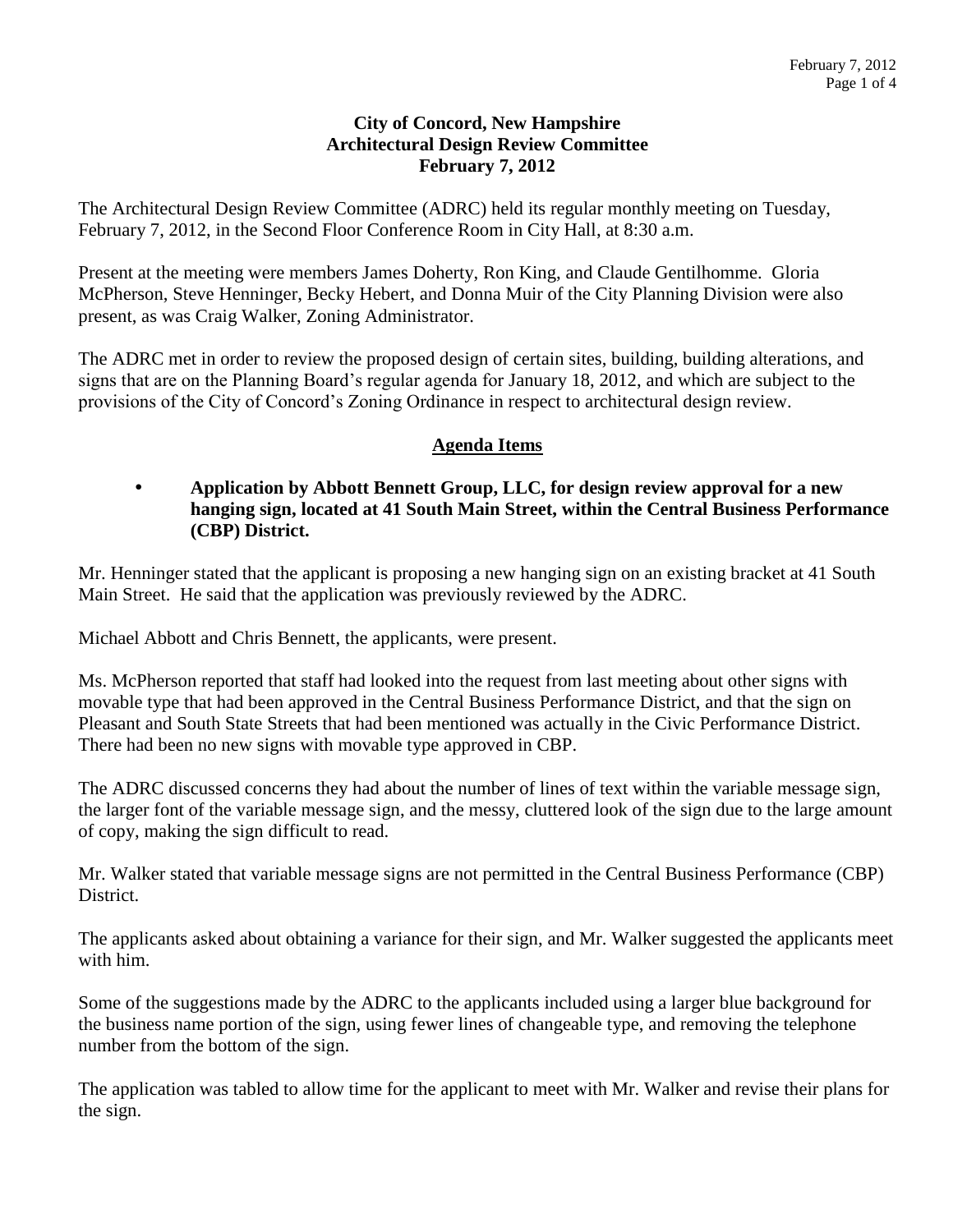**City of Concord, New Hampshire**
**Architectural Design Review Committee**
**February 7, 2012**

The Architectural Design Review Committee (ADRC) held its regular monthly meeting on Tuesday, February 7, 2012, in the Second Floor Conference Room in City Hall, at 8:30 a.m.

Present at the meeting were members James Doherty, Ron King, and Claude Gentilhomme. Gloria McPherson, Steve Henninger, Becky Hebert, and Donna Muir of the City Planning Division were also present, as was Craig Walker, Zoning Administrator.

The ADRC met in order to review the proposed design of certain sites, building, building alterations, and signs that are on the Planning Board's regular agenda for January 18, 2012, and which are subject to the provisions of the City of Concord's Zoning Ordinance in respect to architectural design review.

## Agenda Items

- **Application by Abbott Bennett Group, LLC, for design review approval for a new hanging sign, located at 41 South Main Street, within the Central Business Performance (CBP) District.**

Mr. Henninger stated that the applicant is proposing a new hanging sign on an existing bracket at 41 South Main Street. He said that the application was previously reviewed by the ADRC.

Michael Abbott and Chris Bennett, the applicants, were present.

Ms. McPherson reported that staff had looked into the request from last meeting about other signs with movable type that had been approved in the Central Business Performance District, and that the sign on Pleasant and South State Streets that had been mentioned was actually in the Civic Performance District. There had been no new signs with movable type approved in CBP.

The ADRC discussed concerns they had about the number of lines of text within the variable message sign, the larger font of the variable message sign, and the messy, cluttered look of the sign due to the large amount of copy, making the sign difficult to read.

Mr. Walker stated that variable message signs are not permitted in the Central Business Performance (CBP) District.

The applicants asked about obtaining a variance for their sign, and Mr. Walker suggested the applicants meet with him.

Some of the suggestions made by the ADRC to the applicants included using a larger blue background for the business name portion of the sign, using fewer lines of changeable type, and removing the telephone number from the bottom of the sign.

The application was tabled to allow time for the applicant to meet with Mr. Walker and revise their plans for the sign.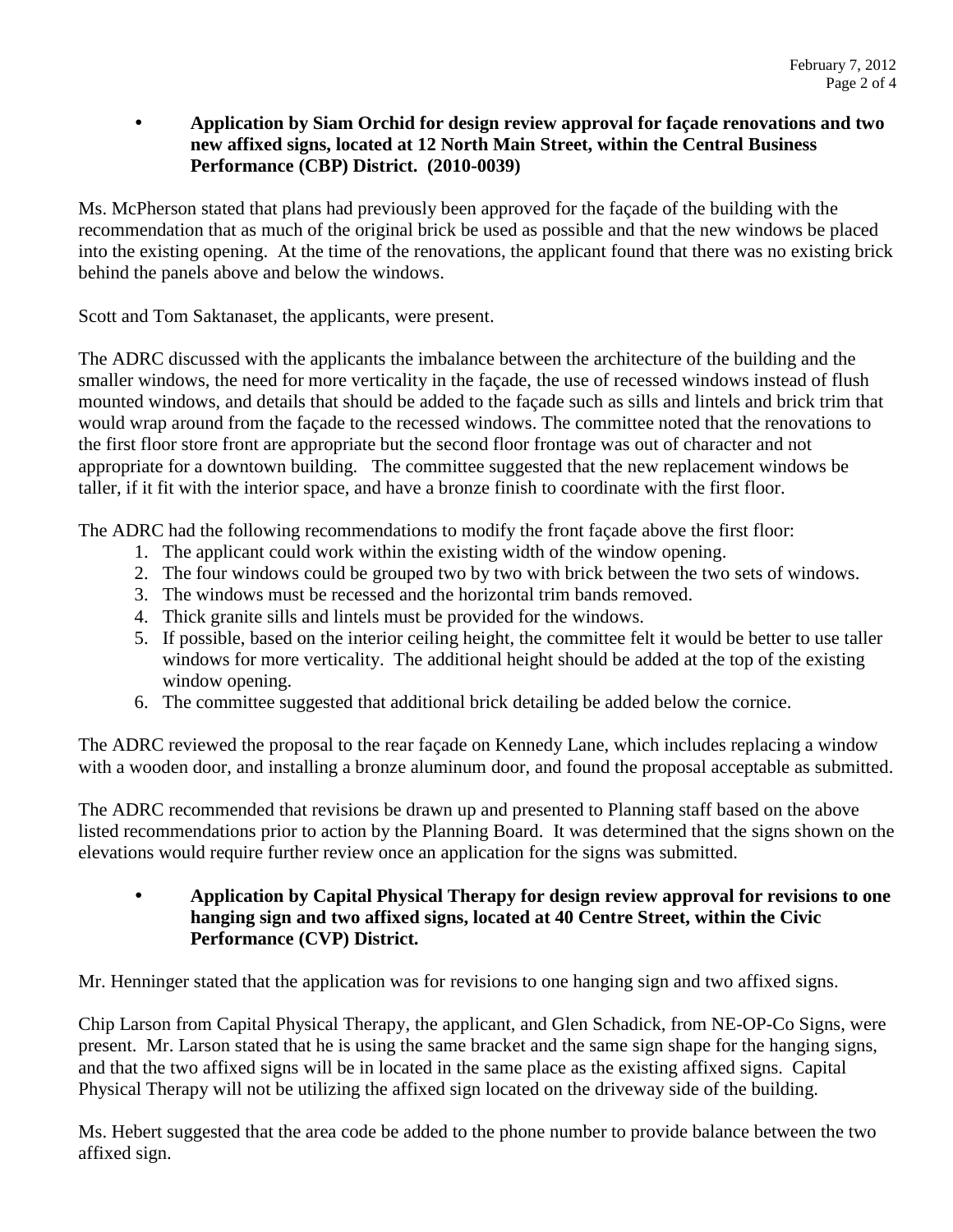- **Application by Siam Orchid for design review approval for façade renovations and two new affixed signs, located at 12 North Main Street, within the Central Business Performance (CBP) District. (2010-0039)**

Ms. McPherson stated that plans had previously been approved for the façade of the building with the recommendation that as much of the original brick be used as possible and that the new windows be placed into the existing opening. At the time of the renovations, the applicant found that there was no existing brick behind the panels above and below the windows.

Scott and Tom Saktanaset, the applicants, were present.

The ADRC discussed with the applicants the imbalance between the architecture of the building and the smaller windows, the need for more verticality in the façade, the use of recessed windows instead of flush mounted windows, and details that should be added to the façade such as sills and lintels and brick trim that would wrap around from the façade to the recessed windows. The committee noted that the renovations to the first floor store front are appropriate but the second floor frontage was out of character and not appropriate for a downtown building. The committee suggested that the new replacement windows be taller, if it fit with the interior space, and have a bronze finish to coordinate with the first floor.

The ADRC had the following recommendations to modify the front façade above the first floor:

1. The applicant could work within the existing width of the window opening.
2. The four windows could be grouped two by two with brick between the two sets of windows.
3. The windows must be recessed and the horizontal trim bands removed.
4. Thick granite sills and lintels must be provided for the windows.
5. If possible, based on the interior ceiling height, the committee felt it would be better to use taller windows for more verticality. The additional height should be added at the top of the existing window opening.
6. The committee suggested that additional brick detailing be added below the cornice.

The ADRC reviewed the proposal to the rear façade on Kennedy Lane, which includes replacing a window with a wooden door, and installing a bronze aluminum door, and found the proposal acceptable as submitted.

The ADRC recommended that revisions be drawn up and presented to Planning staff based on the above listed recommendations prior to action by the Planning Board. It was determined that the signs shown on the elevations would require further review once an application for the signs was submitted.

- **Application by Capital Physical Therapy for design review approval for revisions to one hanging sign and two affixed signs, located at 40 Centre Street, within the Civic Performance (CVP) District.**

Mr. Henninger stated that the application was for revisions to one hanging sign and two affixed signs.

Chip Larson from Capital Physical Therapy, the applicant, and Glen Schadick, from NE-OP-Co Signs, were present. Mr. Larson stated that he is using the same bracket and the same sign shape for the hanging signs, and that the two affixed signs will be in located in the same place as the existing affixed signs. Capital Physical Therapy will not be utilizing the affixed sign located on the driveway side of the building.

Ms. Hebert suggested that the area code be added to the phone number to provide balance between the two affixed sign.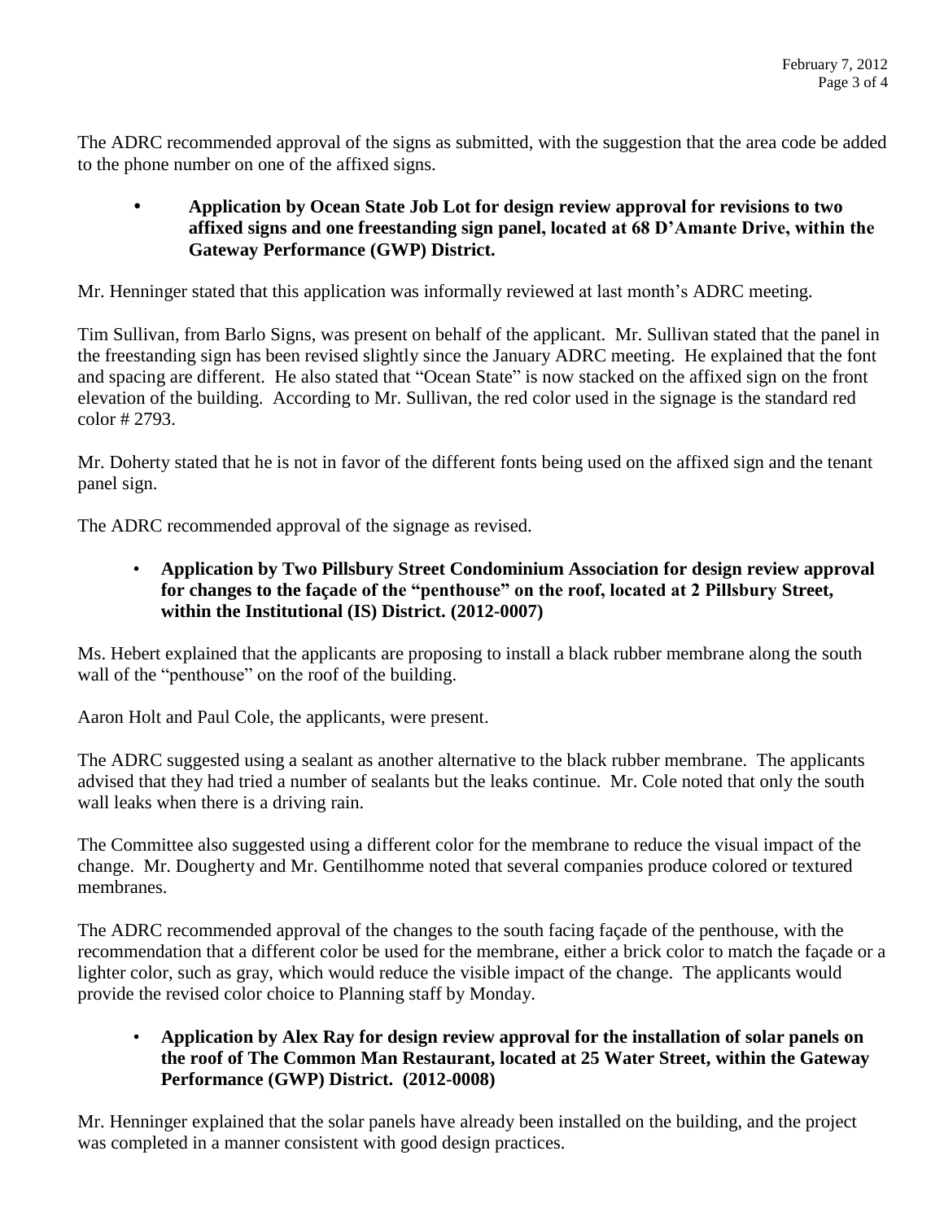The ADRC recommended approval of the signs as submitted, with the suggestion that the area code be added to the phone number on one of the affixed signs.

- **Application by Ocean State Job Lot for design review approval for revisions to two affixed signs and one freestanding sign panel, located at 68 D'Amante Drive, within the Gateway Performance (GWP) District.**

Mr. Henninger stated that this application was informally reviewed at last month's ADRC meeting.

Tim Sullivan, from Barlo Signs, was present on behalf of the applicant. Mr. Sullivan stated that the panel in the freestanding sign has been revised slightly since the January ADRC meeting. He explained that the font and spacing are different. He also stated that "Ocean State" is now stacked on the affixed sign on the front elevation of the building. According to Mr. Sullivan, the red color used in the signage is the standard red color # 2793.

Mr. Doherty stated that he is not in favor of the different fonts being used on the affixed sign and the tenant panel sign.

The ADRC recommended approval of the signage as revised.

- **Application by Two Pillsbury Street Condominium Association for design review approval for changes to the façade of the "penthouse" on the roof, located at 2 Pillsbury Street, within the Institutional (IS) District. (2012-0007)**

Ms. Hebert explained that the applicants are proposing to install a black rubber membrane along the south wall of the "penthouse" on the roof of the building.

Aaron Holt and Paul Cole, the applicants, were present.

The ADRC suggested using a sealant as another alternative to the black rubber membrane. The applicants advised that they had tried a number of sealants but the leaks continue. Mr. Cole noted that only the south wall leaks when there is a driving rain.

The Committee also suggested using a different color for the membrane to reduce the visual impact of the change. Mr. Dougherty and Mr. Gentilhomme noted that several companies produce colored or textured membranes.

The ADRC recommended approval of the changes to the south facing façade of the penthouse, with the recommendation that a different color be used for the membrane, either a brick color to match the façade or a lighter color, such as gray, which would reduce the visible impact of the change. The applicants would provide the revised color choice to Planning staff by Monday.

- **Application by Alex Ray for design review approval for the installation of solar panels on the roof of The Common Man Restaurant, located at 25 Water Street, within the Gateway Performance (GWP) District. (2012-0008)**

Mr. Henninger explained that the solar panels have already been installed on the building, and the project was completed in a manner consistent with good design practices.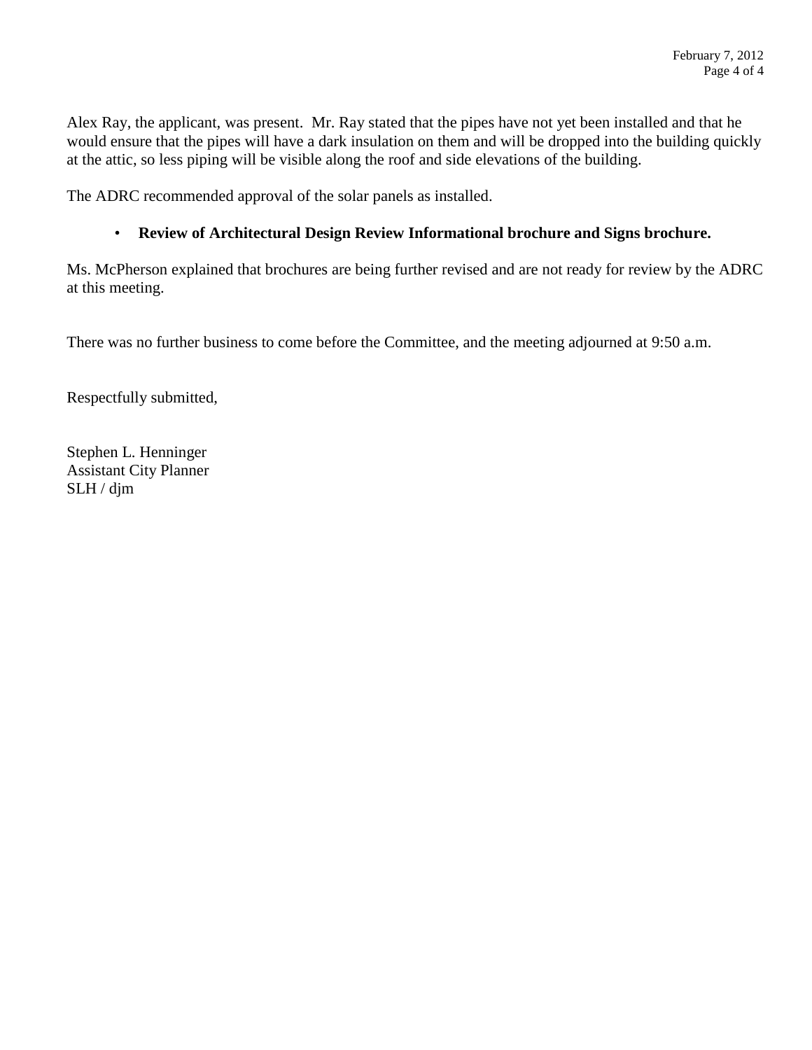Alex Ray, the applicant, was present. Mr. Ray stated that the pipes have not yet been installed and that he would ensure that the pipes will have a dark insulation on them and will be dropped into the building quickly at the attic, so less piping will be visible along the roof and side elevations of the building.

The ADRC recommended approval of the solar panels as installed.

- **Review of Architectural Design Review Informational brochure and Signs brochure.**

Ms. McPherson explained that brochures are being further revised and are not ready for review by the ADRC at this meeting.

There was no further business to come before the Committee, and the meeting adjourned at 9:50 a.m.

Respectfully submitted,

Stephen L. Henninger  
Assistant City Planner  
SLH / djm